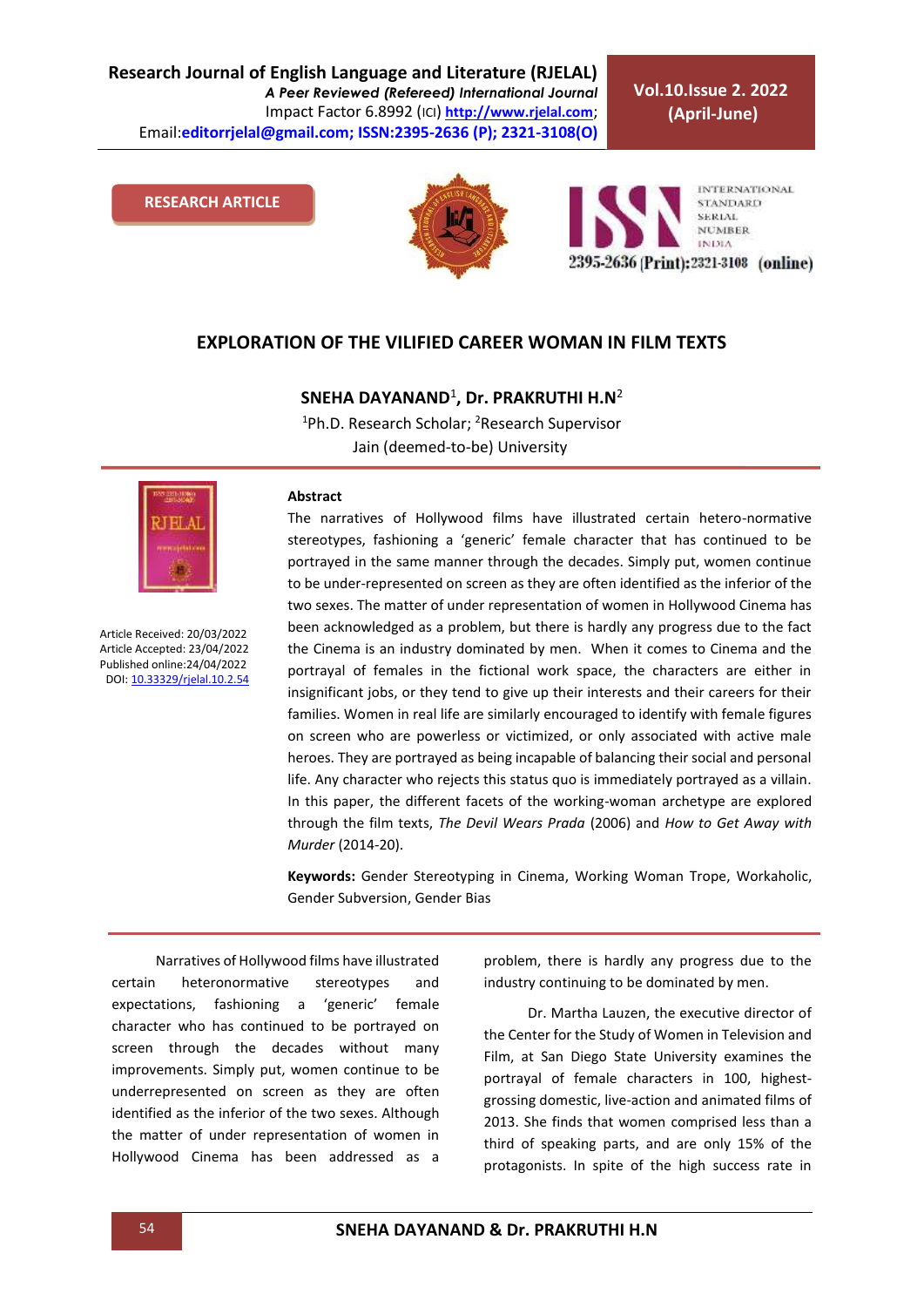RESEARCH ARTICLE

# EXPLORATION OF THE VILIFIED CAREER WOMAN IN FILM TEXTS

**SNEHA DAYANAND[1], Dr. PRAKRUTHI H.N[2]**

[1]Ph.D. Research Scholar; [2]Research Supervisor
Jain (deemed-to-be) University

Article Received: 20/03/2022
Article Accepted: 23/04/2022
Published online:24/04/2022
DOI: 10.33329/rjelal.10.2.54

**Abstract**

The narratives of Hollywood films have illustrated certain hetero-normative stereotypes, fashioning a 'generic' female character that has continued to be portrayed in the same manner through the decades. Simply put, women continue to be under-represented on screen as they are often identified as the inferior of the two sexes. The matter of under representation of women in Hollywood Cinema has been acknowledged as a problem, but there is hardly any progress due to the fact the Cinema is an industry dominated by men. When it comes to Cinema and the portrayal of females in the fictional work space, the characters are either in insignificant jobs, or they tend to give up their interests and their careers for their families. Women in real life are similarly encouraged to identify with female figures on screen who are powerless or victimized, or only associated with active male heroes. They are portrayed as being incapable of balancing their social and personal life. Any character who rejects this status quo is immediately portrayed as a villain. In this paper, the different facets of the working-woman archetype are explored through the film texts, *The Devil Wears Prada* (2006) and *How to Get Away with Murder* (2014-20).

**Keywords:** Gender Stereotyping in Cinema, Working Woman Trope, Workaholic, Gender Subversion, Gender Bias

Narratives of Hollywood films have illustrated certain heteronormative stereotypes and expectations, fashioning a 'generic' female character who has continued to be portrayed on screen through the decades without many improvements. Simply put, women continue to be underrepresented on screen as they are often identified as the inferior of the two sexes. Although the matter of under representation of women in Hollywood Cinema has been addressed as a problem, there is hardly any progress due to the industry continuing to be dominated by men.

Dr. Martha Lauzen, the executive director of the Center for the Study of Women in Television and Film, at San Diego State University examines the portrayal of female characters in 100, highest-grossing domestic, live-action and animated films of 2013. She finds that women comprised less than a third of speaking parts, and are only 15% of the protagonists. In spite of the high success rate in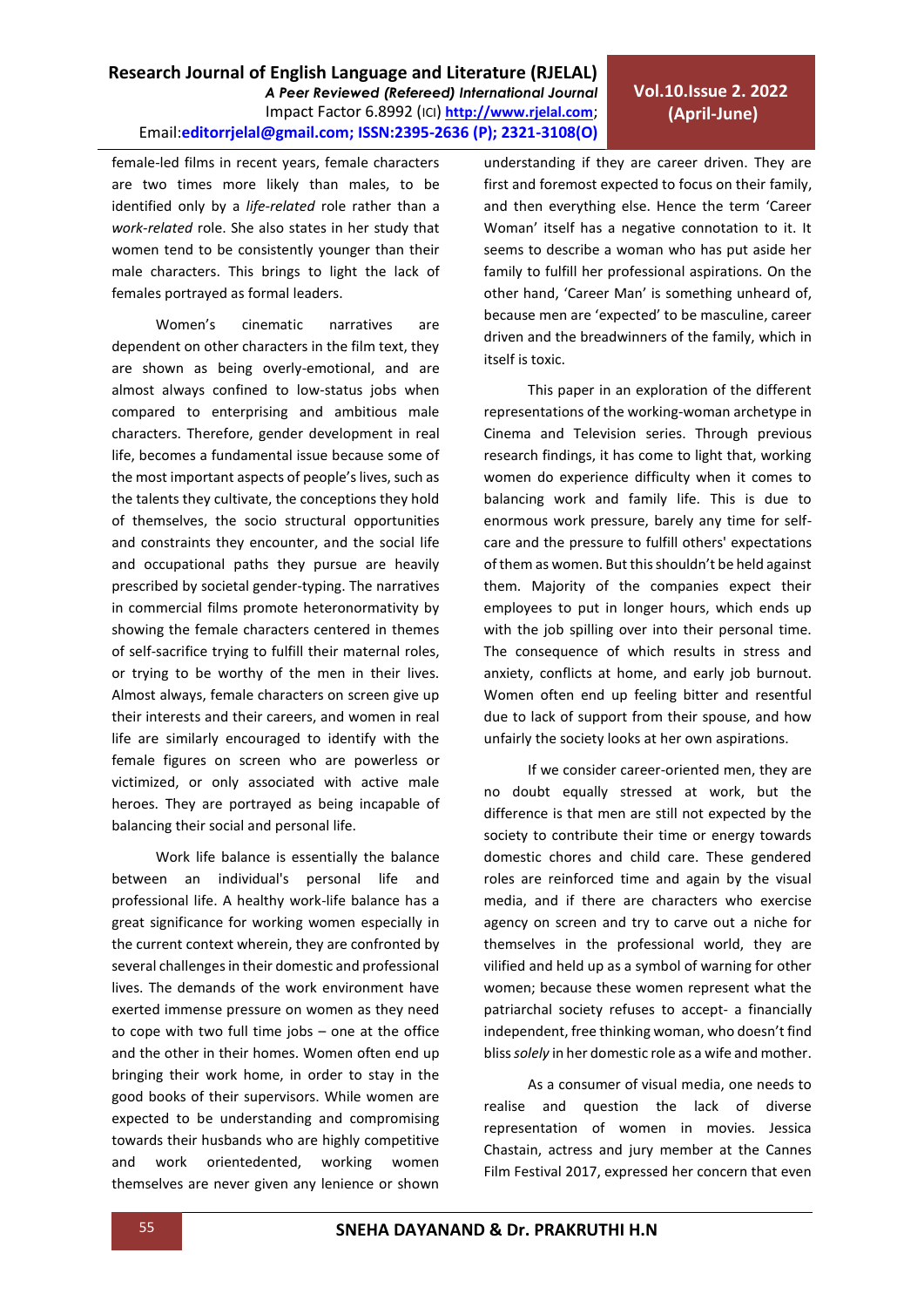female-led films in recent years, female characters are two times more likely than males, to be identified only by a *life-related* role rather than a *work-related* role. She also states in her study that women tend to be consistently younger than their male characters. This brings to light the lack of females portrayed as formal leaders.

Women's cinematic narratives are dependent on other characters in the film text, they are shown as being overly-emotional, and are almost always confined to low-status jobs when compared to enterprising and ambitious male characters. Therefore, gender development in real life, becomes a fundamental issue because some of the most important aspects of people's lives, such as the talents they cultivate, the conceptions they hold of themselves, the socio structural opportunities and constraints they encounter, and the social life and occupational paths they pursue are heavily prescribed by societal gender-typing. The narratives in commercial films promote heteronormativity by showing the female characters centered in themes of self-sacrifice trying to fulfill their maternal roles, or trying to be worthy of the men in their lives. Almost always, female characters on screen give up their interests and their careers, and women in real life are similarly encouraged to identify with the female figures on screen who are powerless or victimized, or only associated with active male heroes. They are portrayed as being incapable of balancing their social and personal life.

Work life balance is essentially the balance between an individual's personal life and professional life. A healthy work-life balance has a great significance for working women especially in the current context wherein, they are confronted by several challenges in their domestic and professional lives. The demands of the work environment have exerted immense pressure on women as they need to cope with two full time jobs – one at the office and the other in their homes. Women often end up bringing their work home, in order to stay in the good books of their supervisors. While women are expected to be understanding and compromising towards their husbands who are highly competitive and work orientedented, working women themselves are never given any lenience or shown understanding if they are career driven. They are first and foremost expected to focus on their family, and then everything else. Hence the term 'Career Woman' itself has a negative connotation to it. It seems to describe a woman who has put aside her family to fulfill her professional aspirations. On the other hand, 'Career Man' is something unheard of, because men are 'expected' to be masculine, career driven and the breadwinners of the family, which in itself is toxic.

This paper in an exploration of the different representations of the working-woman archetype in Cinema and Television series. Through previous research findings, it has come to light that, working women do experience difficulty when it comes to balancing work and family life. This is due to enormous work pressure, barely any time for self-care and the pressure to fulfill others' expectations of them as women. But this shouldn't be held against them. Majority of the companies expect their employees to put in longer hours, which ends up with the job spilling over into their personal time. The consequence of which results in stress and anxiety, conflicts at home, and early job burnout. Women often end up feeling bitter and resentful due to lack of support from their spouse, and how unfairly the society looks at her own aspirations.

If we consider career-oriented men, they are no doubt equally stressed at work, but the difference is that men are still not expected by the society to contribute their time or energy towards domestic chores and child care. These gendered roles are reinforced time and again by the visual media, and if there are characters who exercise agency on screen and try to carve out a niche for themselves in the professional world, they are vilified and held up as a symbol of warning for other women; because these women represent what the patriarchal society refuses to accept- a financially independent, free thinking woman, who doesn't find bliss *solely* in her domestic role as a wife and mother.

As a consumer of visual media, one needs to realise and question the lack of diverse representation of women in movies. Jessica Chastain, actress and jury member at the Cannes Film Festival 2017, expressed her concern that even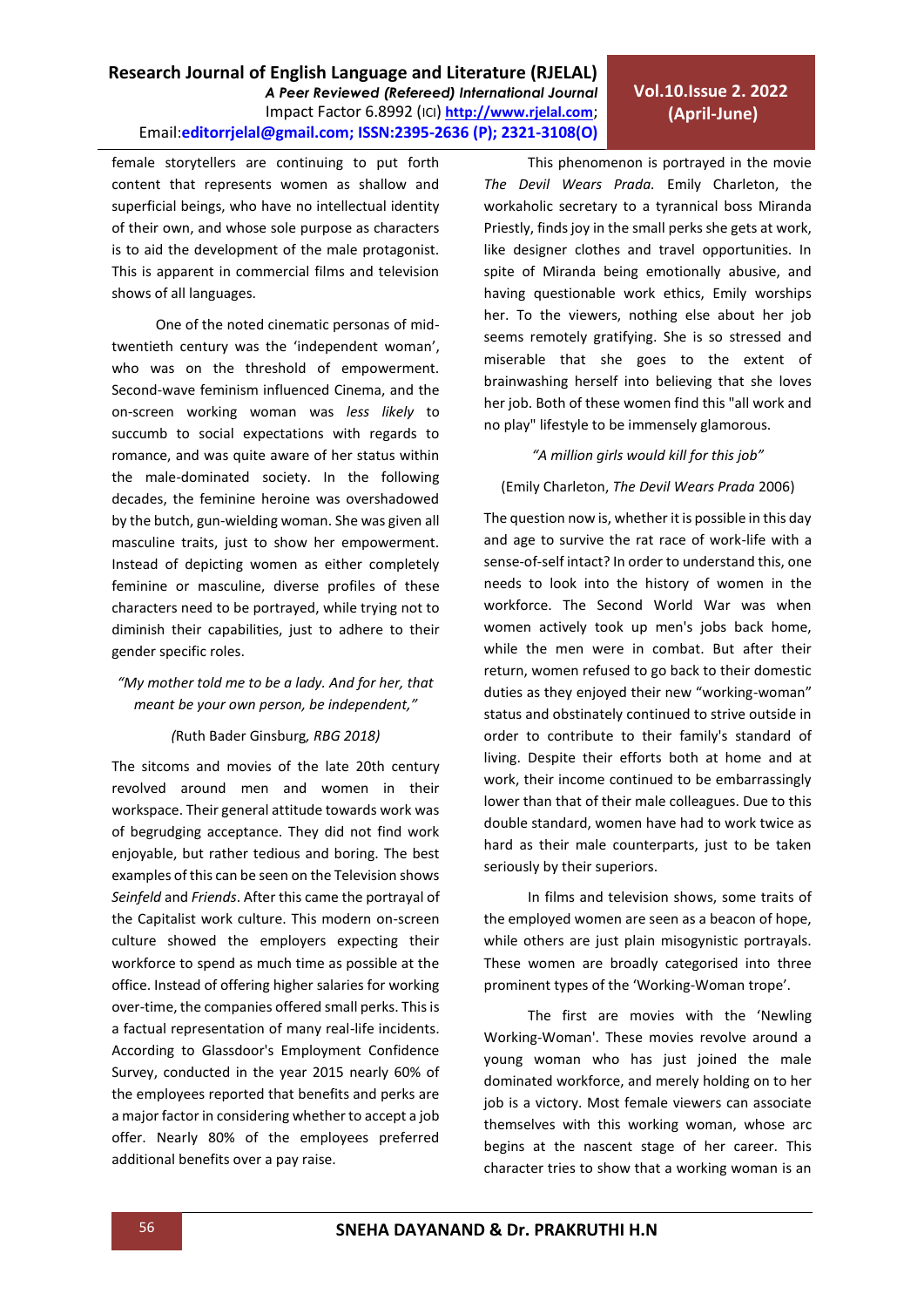female storytellers are continuing to put forth content that represents women as shallow and superficial beings, who have no intellectual identity of their own, and whose sole purpose as characters is to aid the development of the male protagonist. This is apparent in commercial films and television shows of all languages.

One of the noted cinematic personas of mid-twentieth century was the 'independent woman', who was on the threshold of empowerment. Second-wave feminism influenced Cinema, and the on-screen working woman was *less likely* to succumb to social expectations with regards to romance, and was quite aware of her status within the male-dominated society. In the following decades, the feminine heroine was overshadowed by the butch, gun-wielding woman. She was given all masculine traits, just to show her empowerment. Instead of depicting women as either completely feminine or masculine, diverse profiles of these characters need to be portrayed, while trying not to diminish their capabilities, just to adhere to their gender specific roles.

*"My mother told me to be a lady. And for her, that meant be your own person, be independent,"*

*(*Ruth Bader Ginsburg*, RBG 2018)*

The sitcoms and movies of the late 20th century revolved around men and women in their workspace. Their general attitude towards work was of begrudging acceptance. They did not find work enjoyable, but rather tedious and boring. The best examples of this can be seen on the Television shows *Seinfeld* and *Friends*. After this came the portrayal of the Capitalist work culture. This modern on-screen culture showed the employers expecting their workforce to spend as much time as possible at the office. Instead of offering higher salaries for working over-time, the companies offered small perks. This is a factual representation of many real-life incidents. According to Glassdoor's Employment Confidence Survey, conducted in the year 2015 nearly 60% of the employees reported that benefits and perks are a major factor in considering whether to accept a job offer. Nearly 80% of the employees preferred additional benefits over a pay raise.

This phenomenon is portrayed in the movie *The Devil Wears Prada.* Emily Charleton, the workaholic secretary to a tyrannical boss Miranda Priestly, finds joy in the small perks she gets at work, like designer clothes and travel opportunities. In spite of Miranda being emotionally abusive, and having questionable work ethics, Emily worships her. To the viewers, nothing else about her job seems remotely gratifying. She is so stressed and miserable that she goes to the extent of brainwashing herself into believing that she loves her job. Both of these women find this "all work and no play" lifestyle to be immensely glamorous.

*"A million girls would kill for this job"*

(Emily Charleton, *The Devil Wears Prada* 2006)

The question now is, whether it is possible in this day and age to survive the rat race of work-life with a sense-of-self intact? In order to understand this, one needs to look into the history of women in the workforce. The Second World War was when women actively took up men's jobs back home, while the men were in combat. But after their return, women refused to go back to their domestic duties as they enjoyed their new "working-woman" status and obstinately continued to strive outside in order to contribute to their family's standard of living. Despite their efforts both at home and at work, their income continued to be embarrassingly lower than that of their male colleagues. Due to this double standard, women have had to work twice as hard as their male counterparts, just to be taken seriously by their superiors.

In films and television shows, some traits of the employed women are seen as a beacon of hope, while others are just plain misogynistic portrayals. These women are broadly categorised into three prominent types of the 'Working-Woman trope'.

The first are movies with the 'Newling Working-Woman'. These movies revolve around a young woman who has just joined the male dominated workforce, and merely holding on to her job is a victory. Most female viewers can associate themselves with this working woman, whose arc begins at the nascent stage of her career. This character tries to show that a working woman is an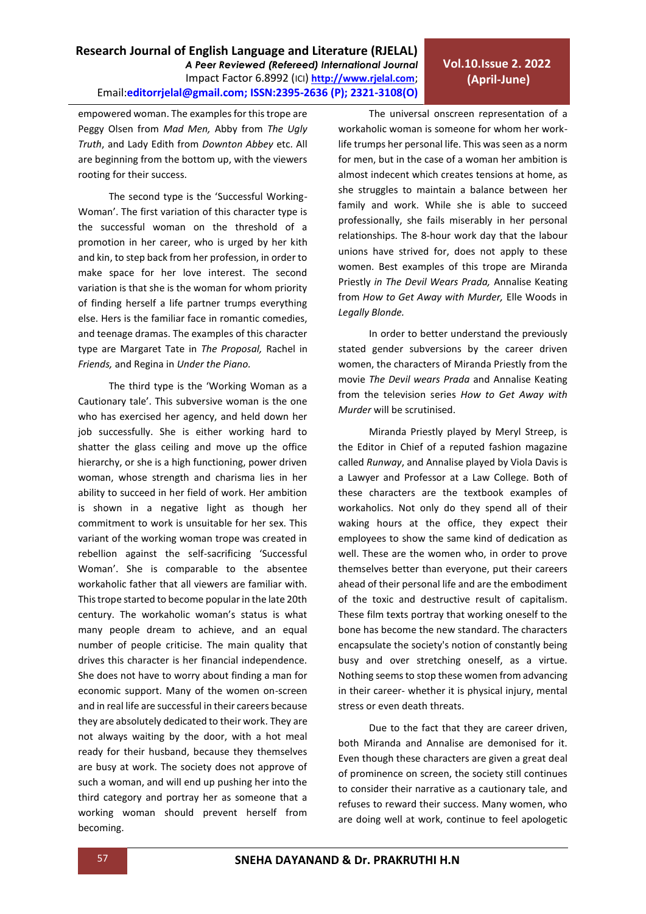empowered woman. The examples for this trope are Peggy Olsen from *Mad Men,* Abby from *The Ugly Truth*, and Lady Edith from *Downton Abbey* etc. All are beginning from the bottom up, with the viewers rooting for their success.

The second type is the 'Successful Working-Woman'. The first variation of this character type is the successful woman on the threshold of a promotion in her career, who is urged by her kith and kin, to step back from her profession, in order to make space for her love interest. The second variation is that she is the woman for whom priority of finding herself a life partner trumps everything else. Hers is the familiar face in romantic comedies, and teenage dramas. The examples of this character type are Margaret Tate in *The Proposal,* Rachel in *Friends,* and Regina in *Under the Piano.*

The third type is the 'Working Woman as a Cautionary tale'. This subversive woman is the one who has exercised her agency, and held down her job successfully. She is either working hard to shatter the glass ceiling and move up the office hierarchy, or she is a high functioning, power driven woman, whose strength and charisma lies in her ability to succeed in her field of work. Her ambition is shown in a negative light as though her commitment to work is unsuitable for her sex. This variant of the working woman trope was created in rebellion against the self-sacrificing 'Successful Woman'. She is comparable to the absentee workaholic father that all viewers are familiar with. This trope started to become popular in the late 20th century. The workaholic woman's status is what many people dream to achieve, and an equal number of people criticise. The main quality that drives this character is her financial independence. She does not have to worry about finding a man for economic support. Many of the women on-screen and in real life are successful in their careers because they are absolutely dedicated to their work. They are not always waiting by the door, with a hot meal ready for their husband, because they themselves are busy at work. The society does not approve of such a woman, and will end up pushing her into the third category and portray her as someone that a working woman should prevent herself from becoming.

The universal onscreen representation of a workaholic woman is someone for whom her work-life trumps her personal life. This was seen as a norm for men, but in the case of a woman her ambition is almost indecent which creates tensions at home, as she struggles to maintain a balance between her family and work. While she is able to succeed professionally, she fails miserably in her personal relationships. The 8-hour work day that the labour unions have strived for, does not apply to these women. Best examples of this trope are Miranda Priestly *in The Devil Wears Prada,* Annalise Keating from *How to Get Away with Murder,* Elle Woods in *Legally Blonde.*

In order to better understand the previously stated gender subversions by the career driven women, the characters of Miranda Priestly from the movie *The Devil wears Prada* and Annalise Keating from the television series *How to Get Away with Murder* will be scrutinised.

Miranda Priestly played by Meryl Streep, is the Editor in Chief of a reputed fashion magazine called *Runway*, and Annalise played by Viola Davis is a Lawyer and Professor at a Law College. Both of these characters are the textbook examples of workaholics. Not only do they spend all of their waking hours at the office, they expect their employees to show the same kind of dedication as well. These are the women who, in order to prove themselves better than everyone, put their careers ahead of their personal life and are the embodiment of the toxic and destructive result of capitalism. These film texts portray that working oneself to the bone has become the new standard. The characters encapsulate the society's notion of constantly being busy and over stretching oneself, as a virtue. Nothing seems to stop these women from advancing in their career- whether it is physical injury, mental stress or even death threats.

Due to the fact that they are career driven, both Miranda and Annalise are demonised for it. Even though these characters are given a great deal of prominence on screen, the society still continues to consider their narrative as a cautionary tale, and refuses to reward their success. Many women, who are doing well at work, continue to feel apologetic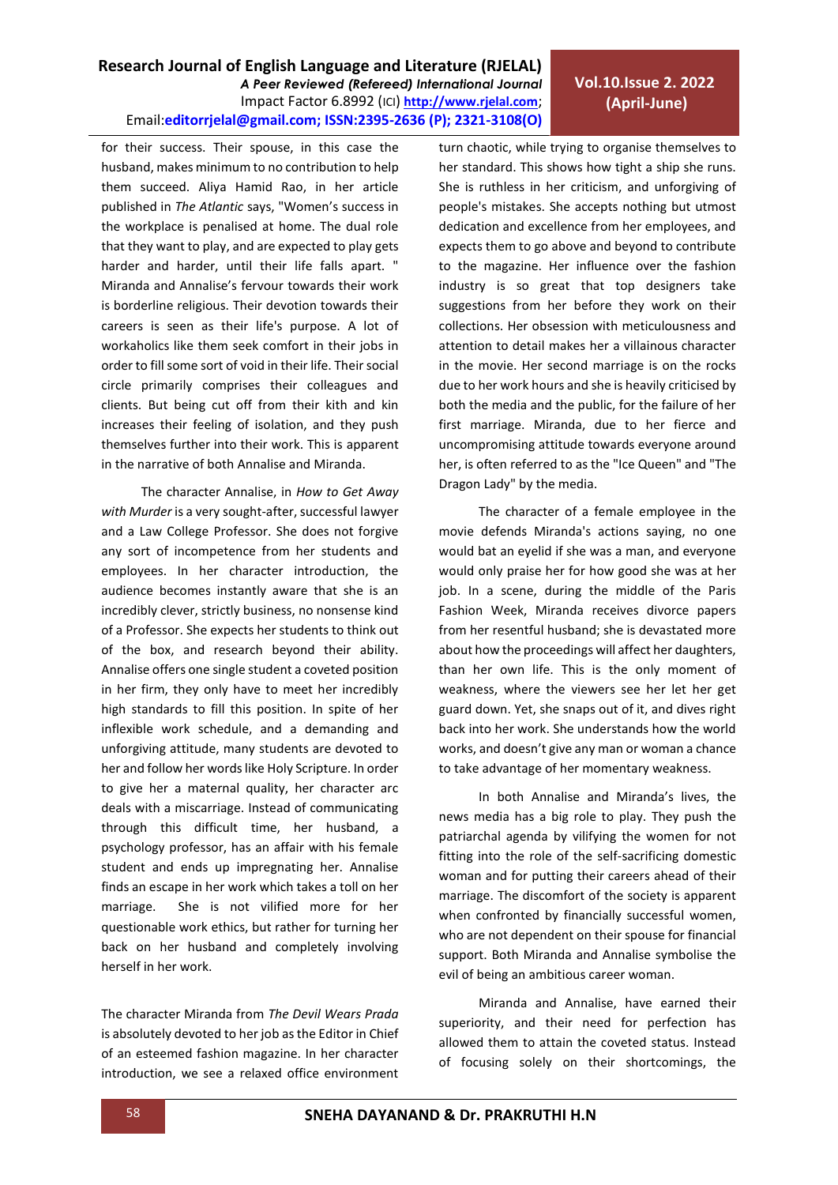for their success. Their spouse, in this case the husband, makes minimum to no contribution to help them succeed. Aliya Hamid Rao, in her article published in *The Atlantic* says, "Women's success in the workplace is penalised at home. The dual role that they want to play, and are expected to play gets harder and harder, until their life falls apart. " Miranda and Annalise's fervour towards their work is borderline religious. Their devotion towards their careers is seen as their life's purpose. A lot of workaholics like them seek comfort in their jobs in order to fill some sort of void in their life. Their social circle primarily comprises their colleagues and clients. But being cut off from their kith and kin increases their feeling of isolation, and they push themselves further into their work. This is apparent in the narrative of both Annalise and Miranda.

The character Annalise, in *How to Get Away with Murder* is a very sought-after, successful lawyer and a Law College Professor. She does not forgive any sort of incompetence from her students and employees. In her character introduction, the audience becomes instantly aware that she is an incredibly clever, strictly business, no nonsense kind of a Professor. She expects her students to think out of the box, and research beyond their ability. Annalise offers one single student a coveted position in her firm, they only have to meet her incredibly high standards to fill this position. In spite of her inflexible work schedule, and a demanding and unforgiving attitude, many students are devoted to her and follow her words like Holy Scripture. In order to give her a maternal quality, her character arc deals with a miscarriage. Instead of communicating through this difficult time, her husband, a psychology professor, has an affair with his female student and ends up impregnating her. Annalise finds an escape in her work which takes a toll on her marriage. She is not vilified more for her questionable work ethics, but rather for turning her back on her husband and completely involving herself in her work.

The character Miranda from *The Devil Wears Prada* is absolutely devoted to her job as the Editor in Chief of an esteemed fashion magazine. In her character introduction, we see a relaxed office environment turn chaotic, while trying to organise themselves to her standard. This shows how tight a ship she runs. She is ruthless in her criticism, and unforgiving of people's mistakes. She accepts nothing but utmost dedication and excellence from her employees, and expects them to go above and beyond to contribute to the magazine. Her influence over the fashion industry is so great that top designers take suggestions from her before they work on their collections. Her obsession with meticulousness and attention to detail makes her a villainous character in the movie. Her second marriage is on the rocks due to her work hours and she is heavily criticised by both the media and the public, for the failure of her first marriage. Miranda, due to her fierce and uncompromising attitude towards everyone around her, is often referred to as the "Ice Queen" and "The Dragon Lady" by the media.

The character of a female employee in the movie defends Miranda's actions saying, no one would bat an eyelid if she was a man, and everyone would only praise her for how good she was at her job. In a scene, during the middle of the Paris Fashion Week, Miranda receives divorce papers from her resentful husband; she is devastated more about how the proceedings will affect her daughters, than her own life. This is the only moment of weakness, where the viewers see her let her get guard down. Yet, she snaps out of it, and dives right back into her work. She understands how the world works, and doesn't give any man or woman a chance to take advantage of her momentary weakness.

In both Annalise and Miranda's lives, the news media has a big role to play. They push the patriarchal agenda by vilifying the women for not fitting into the role of the self-sacrificing domestic woman and for putting their careers ahead of their marriage. The discomfort of the society is apparent when confronted by financially successful women, who are not dependent on their spouse for financial support. Both Miranda and Annalise symbolise the evil of being an ambitious career woman.

Miranda and Annalise, have earned their superiority, and their need for perfection has allowed them to attain the coveted status. Instead of focusing solely on their shortcomings, the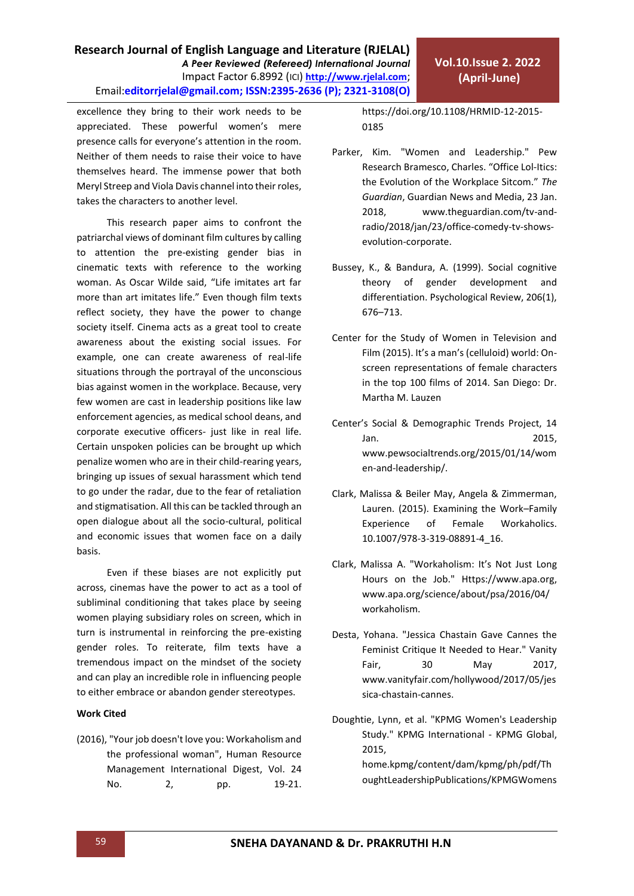excellence they bring to their work needs to be appreciated. These powerful women's mere presence calls for everyone's attention in the room. Neither of them needs to raise their voice to have themselves heard. The immense power that both Meryl Streep and Viola Davis channel into their roles, takes the characters to another level.

This research paper aims to confront the patriarchal views of dominant film cultures by calling to attention the pre-existing gender bias in cinematic texts with reference to the working woman. As Oscar Wilde said, "Life imitates art far more than art imitates life." Even though film texts reflect society, they have the power to change society itself. Cinema acts as a great tool to create awareness about the existing social issues. For example, one can create awareness of real-life situations through the portrayal of the unconscious bias against women in the workplace. Because, very few women are cast in leadership positions like law enforcement agencies, as medical school deans, and corporate executive officers- just like in real life. Certain unspoken policies can be brought up which penalize women who are in their child-rearing years, bringing up issues of sexual harassment which tend to go under the radar, due to the fear of retaliation and stigmatisation. All this can be tackled through an open dialogue about all the socio-cultural, political and economic issues that women face on a daily basis.

Even if these biases are not explicitly put across, cinemas have the power to act as a tool of subliminal conditioning that takes place by seeing women playing subsidiary roles on screen, which in turn is instrumental in reinforcing the pre-existing gender roles. To reiterate, film texts have a tremendous impact on the mindset of the society and can play an incredible role in influencing people to either embrace or abandon gender stereotypes.

**Work Cited**

(2016), "Your job doesn't love you: Workaholism and the professional woman", Human Resource Management International Digest, Vol. 24 No. 2, pp. 19-21. https://doi.org/10.1108/HRMID-12-2015-0185

Parker, Kim. "Women and Leadership." Pew Research Bramesco, Charles. "Office Lol-Itics: the Evolution of the Workplace Sitcom." *The Guardian*, Guardian News and Media, 23 Jan. 2018, www.theguardian.com/tv-and-radio/2018/jan/23/office-comedy-tv-shows-evolution-corporate.

Bussey, K., & Bandura, A. (1999). Social cognitive theory of gender development and differentiation. Psychological Review, 206(1), 676–713.

Center for the Study of Women in Television and Film (2015). It's a man's (celluloid) world: On-screen representations of female characters in the top 100 films of 2014. San Diego: Dr. Martha M. Lauzen

Center's Social & Demographic Trends Project, 14 Jan. 2015, www.pewsocialtrends.org/2015/01/14/women-and-leadership/.

Clark, Malissa & Beiler May, Angela & Zimmerman, Lauren. (2015). Examining the Work–Family Experience of Female Workaholics. 10.1007/978-3-319-08891-4_16.

Clark, Malissa A. "Workaholism: It's Not Just Long Hours on the Job." Https://www.apa.org, www.apa.org/science/about/psa/2016/04/workaholism.

Desta, Yohana. "Jessica Chastain Gave Cannes the Feminist Critique It Needed to Hear." Vanity Fair, 30 May 2017, www.vanityfair.com/hollywood/2017/05/jessica-chastain-cannes.

Doughtie, Lynn, et al. "KPMG Women's Leadership Study." KPMG International - KPMG Global, 2015, home.kpmg/content/dam/kpmg/ph/pdf/ThoughtLeadershipPublications/KPMGWomens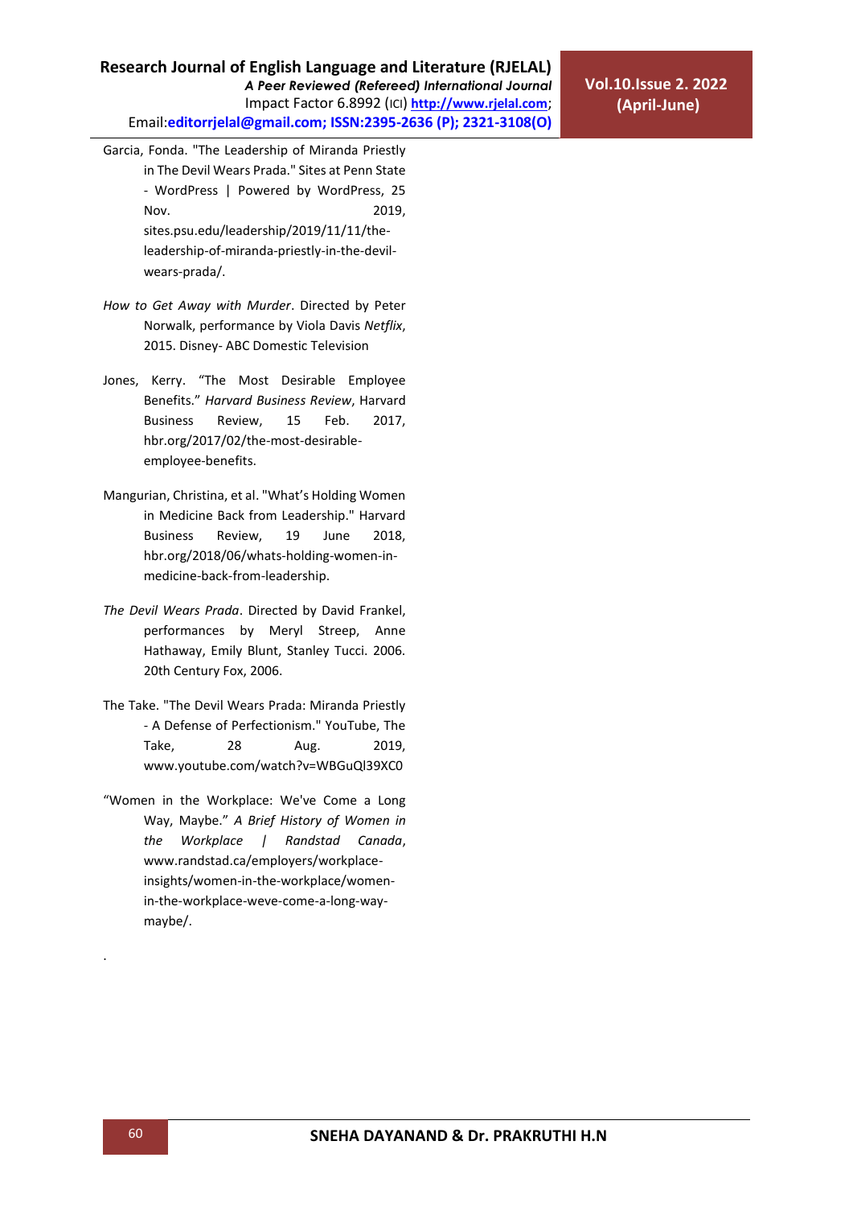Garcia, Fonda. "The Leadership of Miranda Priestly in The Devil Wears Prada." Sites at Penn State - WordPress | Powered by WordPress, 25 Nov. 2019, sites.psu.edu/leadership/2019/11/11/the-leadership-of-miranda-priestly-in-the-devil-wears-prada/.

*How to Get Away with Murder*. Directed by Peter Norwalk, performance by Viola Davis *Netflix*, 2015. Disney- ABC Domestic Television

Jones, Kerry. "The Most Desirable Employee Benefits." *Harvard Business Review*, Harvard Business Review, 15 Feb. 2017, hbr.org/2017/02/the-most-desirable-employee-benefits.

Mangurian, Christina, et al. "What's Holding Women in Medicine Back from Leadership." Harvard Business Review, 19 June 2018, hbr.org/2018/06/whats-holding-women-in-medicine-back-from-leadership.

*The Devil Wears Prada*. Directed by David Frankel, performances by Meryl Streep, Anne Hathaway, Emily Blunt, Stanley Tucci. 2006. 20th Century Fox, 2006.

The Take. "The Devil Wears Prada: Miranda Priestly - A Defense of Perfectionism." YouTube, The Take, 28 Aug. 2019, www.youtube.com/watch?v=WBGuQl39XC0

"Women in the Workplace: We've Come a Long Way, Maybe." *A Brief History of Women in the Workplace | Randstad Canada*, www.randstad.ca/employers/workplace-insights/women-in-the-workplace/women-in-the-workplace-weve-come-a-long-way-maybe/.

.